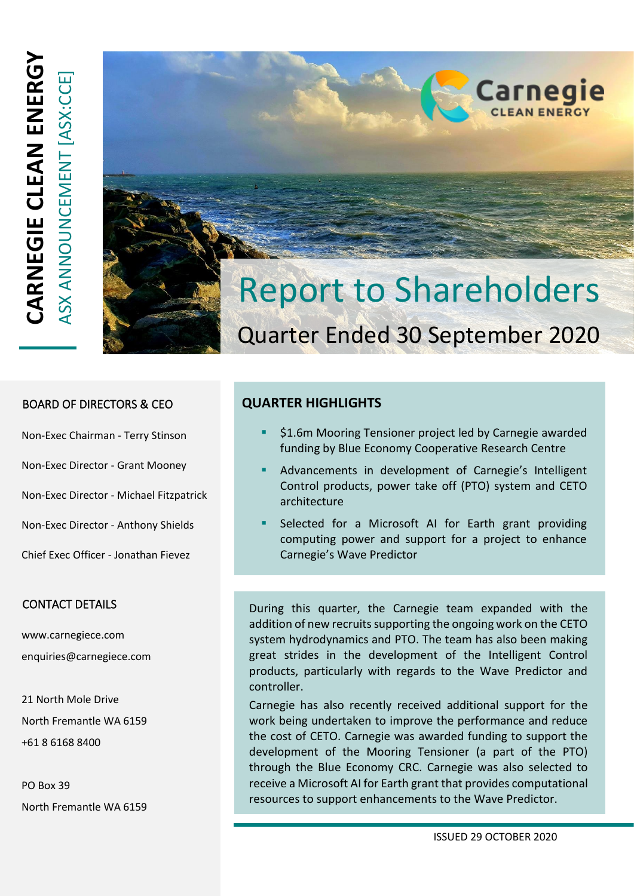# CARNEGIE CLEAN ENERGY

ASX ANNOUNCEMENT [ASX:CCE]

Carnegie CLEAN ENERGY

# Report to Shareholders

## Quarter Ended 30 September 2020

### BOARD OF DIRECTORS & CEO

Non-Exec Chairman - Terry Stinson

Non-Exec Director - Grant Mooney

Non-Exec Director - Michael Fitzpatrick

Non-Exec Director - Anthony Shields

Chief Exec Officer - Jonathan Fievez

### CONTACT DETAILS

www.carnegiece.com

enquiries@carnegiece.com

21 North Mole Drive
North Fremantle WA 6159
+61 8 6168 8400

PO Box 39
North Fremantle WA 6159

### QUARTER HIGHLIGHTS

- $1.6m Mooring Tensioner project led by Carnegie awarded funding by Blue Economy Cooperative Research Centre
- Advancements in development of Carnegie's Intelligent Control products, power take off (PTO) system and CETO architecture
- Selected for a Microsoft AI for Earth grant providing computing power and support for a project to enhance Carnegie's Wave Predictor

During this quarter, the Carnegie team expanded with the addition of new recruits supporting the ongoing work on the CETO system hydrodynamics and PTO. The team has also been making great strides in the development of the Intelligent Control products, particularly with regards to the Wave Predictor and controller.

Carnegie has also recently received additional support for the work being undertaken to improve the performance and reduce the cost of CETO. Carnegie was awarded funding to support the development of the Mooring Tensioner (a part of the PTO) through the Blue Economy CRC. Carnegie was also selected to receive a Microsoft AI for Earth grant that provides computational resources to support enhancements to the Wave Predictor.

ISSUED 29 OCTOBER 2020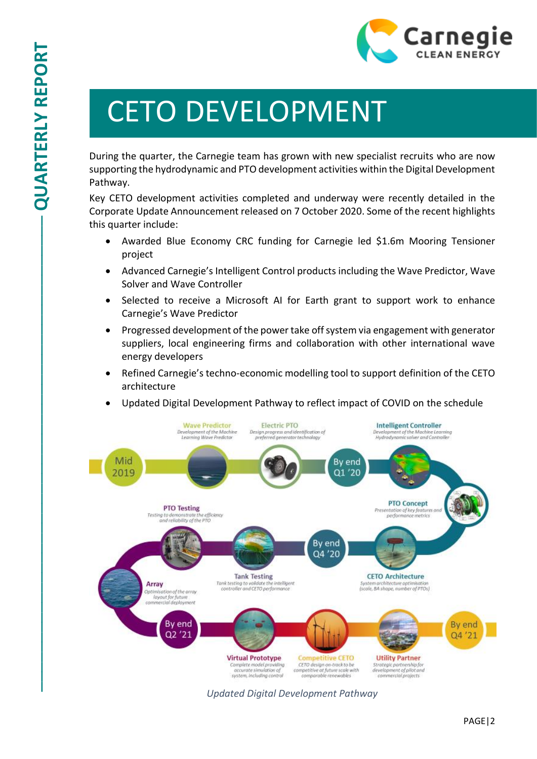# CETO DEVELOPMENT

During the quarter, the Carnegie team has grown with new specialist recruits who are now supporting the hydrodynamic and PTO development activities within the Digital Development Pathway.

Key CETO development activities completed and underway were recently detailed in the Corporate Update Announcement released on 7 October 2020. Some of the recent highlights this quarter include:

- Awarded Blue Economy CRC funding for Carnegie led $1.6m Mooring Tensioner project
- Advanced Carnegie's Intelligent Control products including the Wave Predictor, Wave Solver and Wave Controller
- Selected to receive a Microsoft AI for Earth grant to support work to enhance Carnegie's Wave Predictor
- Progressed development of the power take off system via engagement with generator suppliers, local engineering firms and collaboration with other international wave energy developers
- Refined Carnegie's techno-economic modelling tool to support definition of the CETO architecture
- Updated Digital Development Pathway to reflect impact of COVID on the schedule

Mid 2019

Wave Predictor
Development of the Machine Learning Wave Predictor

Electric PTO
Design progress and identification of preferred generator technology

By end Q1 '20

Intelligent Controller
Development of the Machine Learning Hydrodynamic solver and Controller

PTO Concept
Presentation of key features and performance metrics

CETO Architecture
System architecture optimisation (scale, BA shape, number of PTOs)

By end Q4 '20

Tank Testing
Tank testing to validate the intelligent controller and CETO performance

PTO Testing
Testing to demonstrate the efficiency and reliability of the PTO

Array
Optimisation of the array layout for future commercial deployment

By end Q2 '21

Virtual Prototype
Complete model providing accurate simulation of system, including control

Competitive CETO
CETO design on-track to be competitive at future scale with comparable renewables

Utility Partner
Strategic partnership for development of pilot and commercial projects

By end Q4 '21

*Updated Digital Development Pathway*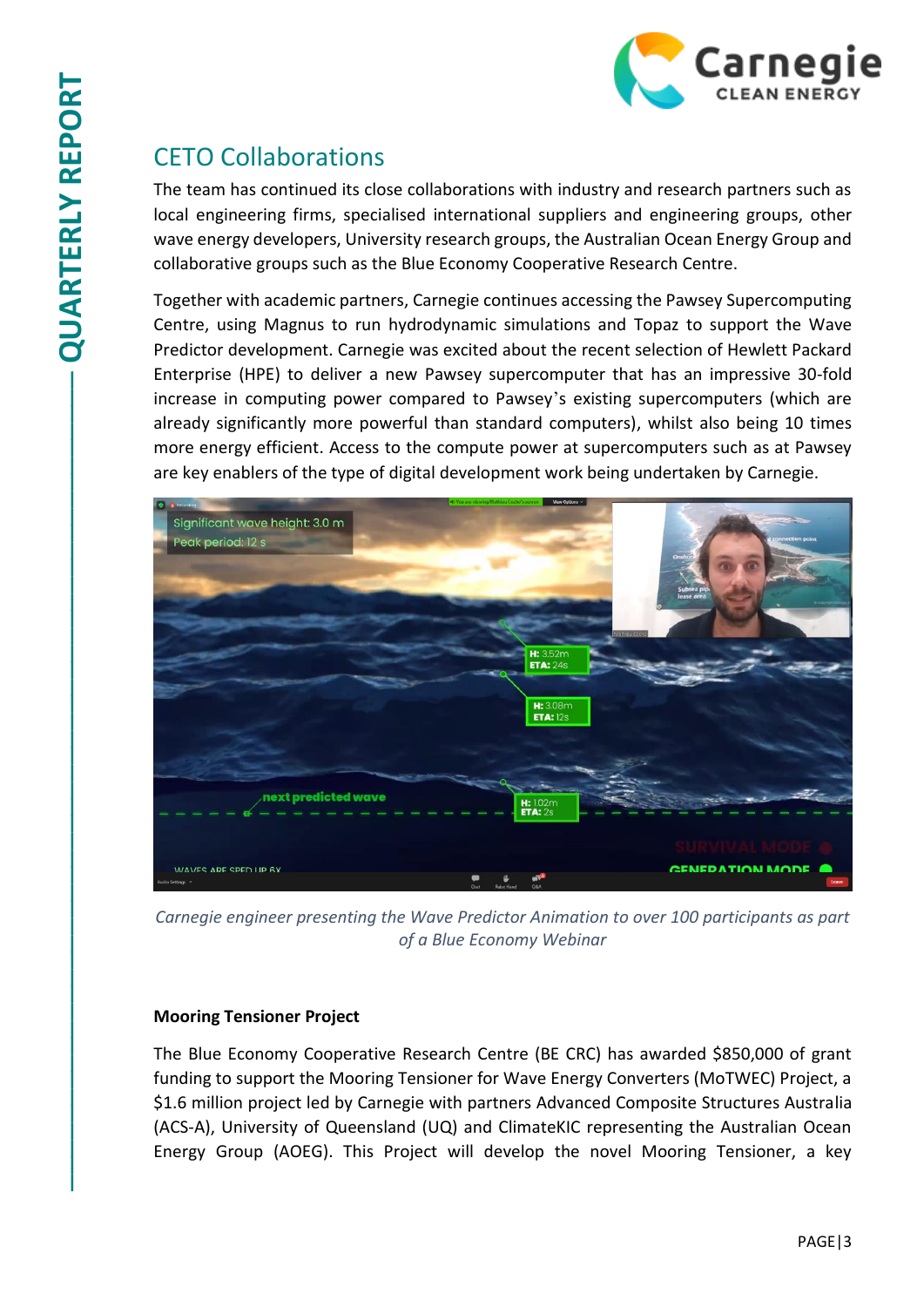## CETO Collaborations

The team has continued its close collaborations with industry and research partners such as local engineering firms, specialised international suppliers and engineering groups, other wave energy developers, University research groups, the Australian Ocean Energy Group and collaborative groups such as the Blue Economy Cooperative Research Centre.

Together with academic partners, Carnegie continues accessing the Pawsey Supercomputing Centre, using Magnus to run hydrodynamic simulations and Topaz to support the Wave Predictor development. Carnegie was excited about the recent selection of Hewlett Packard Enterprise (HPE) to deliver a new Pawsey supercomputer that has an impressive 30-fold increase in computing power compared to Pawsey's existing supercomputers (which are already significantly more powerful than standard computers), whilst also being 10 times more energy efficient. Access to the compute power at supercomputers such as at Pawsey are key enablers of the type of digital development work being undertaken by Carnegie.

*Carnegie engineer presenting the Wave Predictor Animation to over 100 participants as part of a Blue Economy Webinar*

**Mooring Tensioner Project**

The Blue Economy Cooperative Research Centre (BE CRC) has awarded $850,000 of grant funding to support the Mooring Tensioner for Wave Energy Converters (MoTWEC) Project, a $1.6 million project led by Carnegie with partners Advanced Composite Structures Australia (ACS-A), University of Queensland (UQ) and ClimateKIC representing the Australian Ocean Energy Group (AOEG). This Project will develop the novel Mooring Tensioner, a key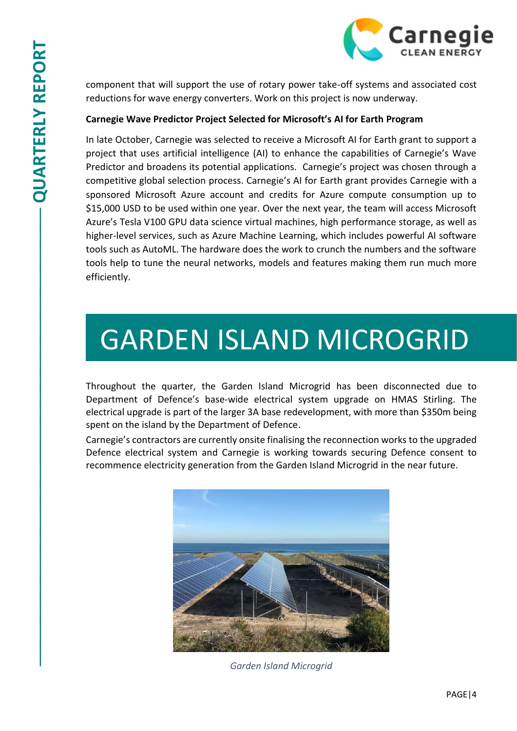component that will support the use of rotary power take-off systems and associated cost reductions for wave energy converters. Work on this project is now underway.

**Carnegie Wave Predictor Project Selected for Microsoft's AI for Earth Program**

In late October, Carnegie was selected to receive a Microsoft AI for Earth grant to support a project that uses artificial intelligence (AI) to enhance the capabilities of Carnegie's Wave Predictor and broadens its potential applications. Carnegie's project was chosen through a competitive global selection process. Carnegie's AI for Earth grant provides Carnegie with a sponsored Microsoft Azure account and credits for Azure compute consumption up to $15,000 USD to be used within one year. Over the next year, the team will access Microsoft Azure's Tesla V100 GPU data science virtual machines, high performance storage, as well as higher-level services, such as Azure Machine Learning, which includes powerful AI software tools such as AutoML. The hardware does the work to crunch the numbers and the software tools help to tune the neural networks, models and features making them run much more efficiently.

# GARDEN ISLAND MICROGRID

Throughout the quarter, the Garden Island Microgrid has been disconnected due to Department of Defence's base-wide electrical system upgrade on HMAS Stirling. The electrical upgrade is part of the larger 3A base redevelopment, with more than $350m being spent on the island by the Department of Defence.

Carnegie's contractors are currently onsite finalising the reconnection works to the upgraded Defence electrical system and Carnegie is working towards securing Defence consent to recommence electricity generation from the Garden Island Microgrid in the near future.

*Garden Island Microgrid*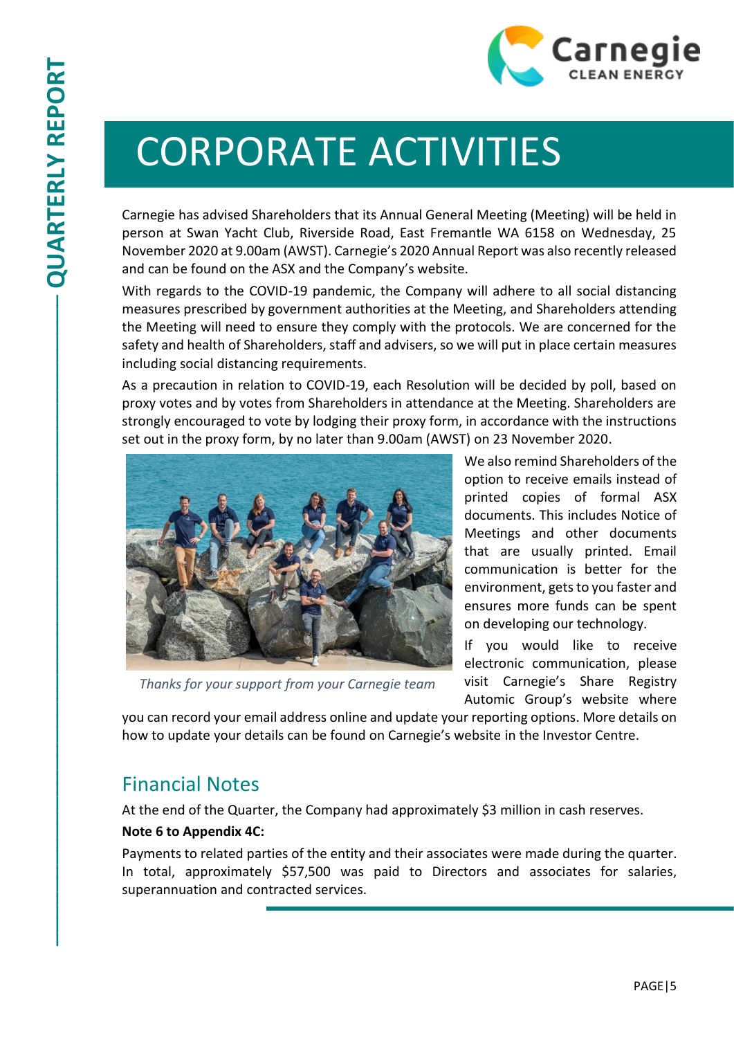# CORPORATE ACTIVITIES

Carnegie has advised Shareholders that its Annual General Meeting (Meeting) will be held in person at Swan Yacht Club, Riverside Road, East Fremantle WA 6158 on Wednesday, 25 November 2020 at 9.00am (AWST). Carnegie's 2020 Annual Report was also recently released and can be found on the ASX and the Company's website.

With regards to the COVID-19 pandemic, the Company will adhere to all social distancing measures prescribed by government authorities at the Meeting, and Shareholders attending the Meeting will need to ensure they comply with the protocols. We are concerned for the safety and health of Shareholders, staff and advisers, so we will put in place certain measures including social distancing requirements.

As a precaution in relation to COVID-19, each Resolution will be decided by poll, based on proxy votes and by votes from Shareholders in attendance at the Meeting. Shareholders are strongly encouraged to vote by lodging their proxy form, in accordance with the instructions set out in the proxy form, by no later than 9.00am (AWST) on 23 November 2020.

*Thanks for your support from your Carnegie team*

We also remind Shareholders of the option to receive emails instead of printed copies of formal ASX documents. This includes Notice of Meetings and other documents that are usually printed. Email communication is better for the environment, gets to you faster and ensures more funds can be spent on developing our technology.

If you would like to receive electronic communication, please visit Carnegie's Share Registry Automic Group's website where you can record your email address online and update your reporting options. More details on how to update your details can be found on Carnegie's website in the Investor Centre.

## Financial Notes

At the end of the Quarter, the Company had approximately $3 million in cash reserves.

**Note 6 to Appendix 4C:**

Payments to related parties of the entity and their associates were made during the quarter. In total, approximately $57,500 was paid to Directors and associates for salaries, superannuation and contracted services.